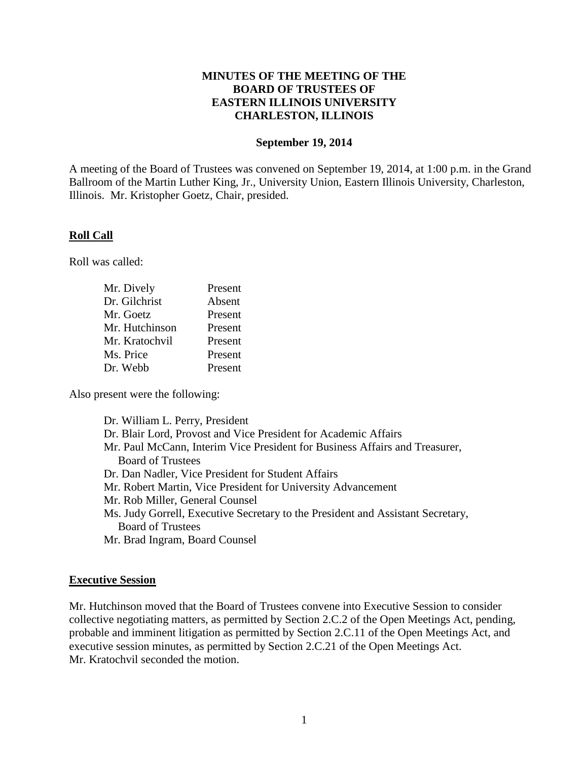# MINUTES OF THE MEETING OF THE BOARD OF TRUSTEES OF EASTERN ILLINOIS UNIVERSITY CHARLESTON, ILLINOIS

**September 19, 2014**

A meeting of the Board of Trustees was convened on September 19, 2014, at 1:00 p.m. in the Grand Ballroom of the Martin Luther King, Jr., University Union, Eastern Illinois University, Charleston, Illinois. Mr. Kristopher Goetz, Chair, presided.

## Roll Call

Roll was called:

| | |
|---|---|
| Mr. Dively | Present |
| Dr. Gilchrist | Absent |
| Mr. Goetz | Present |
| Mr. Hutchinson | Present |
| Mr. Kratochvil | Present |
| Ms. Price | Present |
| Dr. Webb | Present |

Also present were the following:

Dr. William L. Perry, President
Dr. Blair Lord, Provost and Vice President for Academic Affairs
Mr. Paul McCann, Interim Vice President for Business Affairs and Treasurer, Board of Trustees
Dr. Dan Nadler, Vice President for Student Affairs
Mr. Robert Martin, Vice President for University Advancement
Mr. Rob Miller, General Counsel
Ms. Judy Gorrell, Executive Secretary to the President and Assistant Secretary, Board of Trustees
Mr. Brad Ingram, Board Counsel

## Executive Session

Mr. Hutchinson moved that the Board of Trustees convene into Executive Session to consider collective negotiating matters, as permitted by Section 2.C.2 of the Open Meetings Act, pending, probable and imminent litigation as permitted by Section 2.C.11 of the Open Meetings Act, and executive session minutes, as permitted by Section 2.C.21 of the Open Meetings Act. Mr. Kratochvil seconded the motion.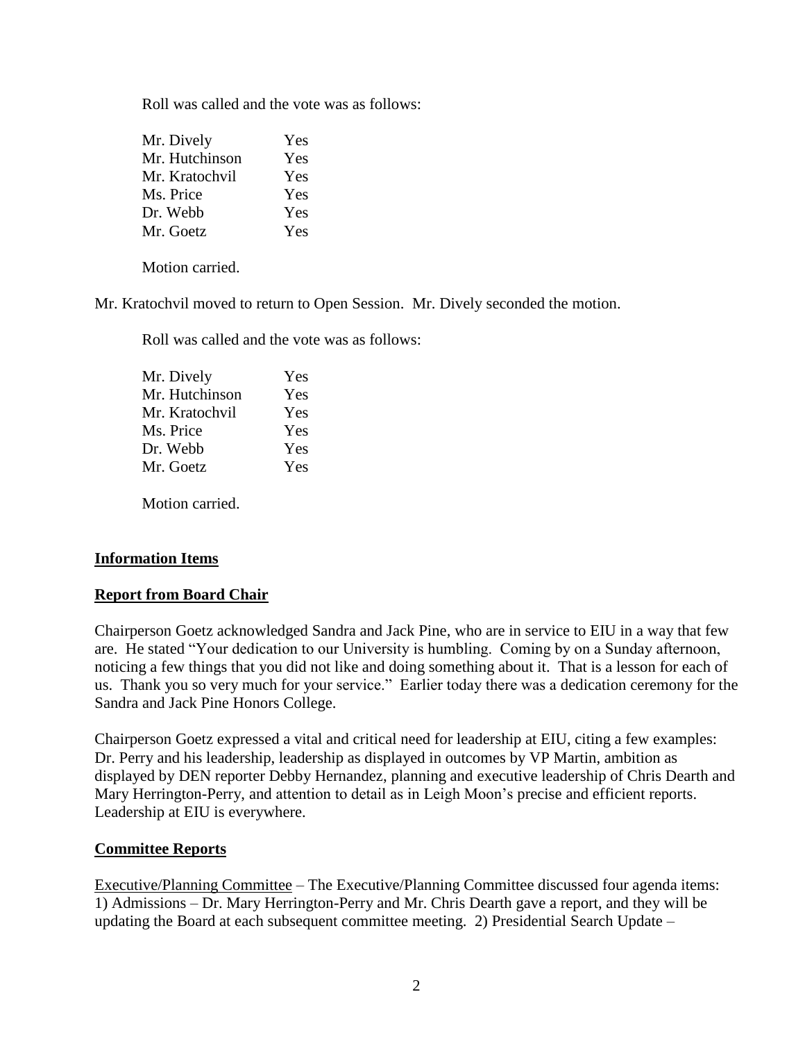Roll was called and the vote was as follows:

| | |
|---|---|
| Mr. Dively | Yes |
| Mr. Hutchinson | Yes |
| Mr. Kratochvil | Yes |
| Ms. Price | Yes |
| Dr. Webb | Yes |
| Mr. Goetz | Yes |

Motion carried.

Mr. Kratochvil moved to return to Open Session. Mr. Dively seconded the motion.

Roll was called and the vote was as follows:

| | |
|---|---|
| Mr. Dively | Yes |
| Mr. Hutchinson | Yes |
| Mr. Kratochvil | Yes |
| Ms. Price | Yes |
| Dr. Webb | Yes |
| Mr. Goetz | Yes |

Motion carried.

## Information Items

## Report from Board Chair

Chairperson Goetz acknowledged Sandra and Jack Pine, who are in service to EIU in a way that few are. He stated "Your dedication to our University is humbling. Coming by on a Sunday afternoon, noticing a few things that you did not like and doing something about it. That is a lesson for each of us. Thank you so very much for your service." Earlier today there was a dedication ceremony for the Sandra and Jack Pine Honors College.

Chairperson Goetz expressed a vital and critical need for leadership at EIU, citing a few examples: Dr. Perry and his leadership, leadership as displayed in outcomes by VP Martin, ambition as displayed by DEN reporter Debby Hernandez, planning and executive leadership of Chris Dearth and Mary Herrington-Perry, and attention to detail as in Leigh Moon's precise and efficient reports. Leadership at EIU is everywhere.

## Committee Reports

Executive/Planning Committee – The Executive/Planning Committee discussed four agenda items: 1) Admissions – Dr. Mary Herrington-Perry and Mr. Chris Dearth gave a report, and they will be updating the Board at each subsequent committee meeting. 2) Presidential Search Update –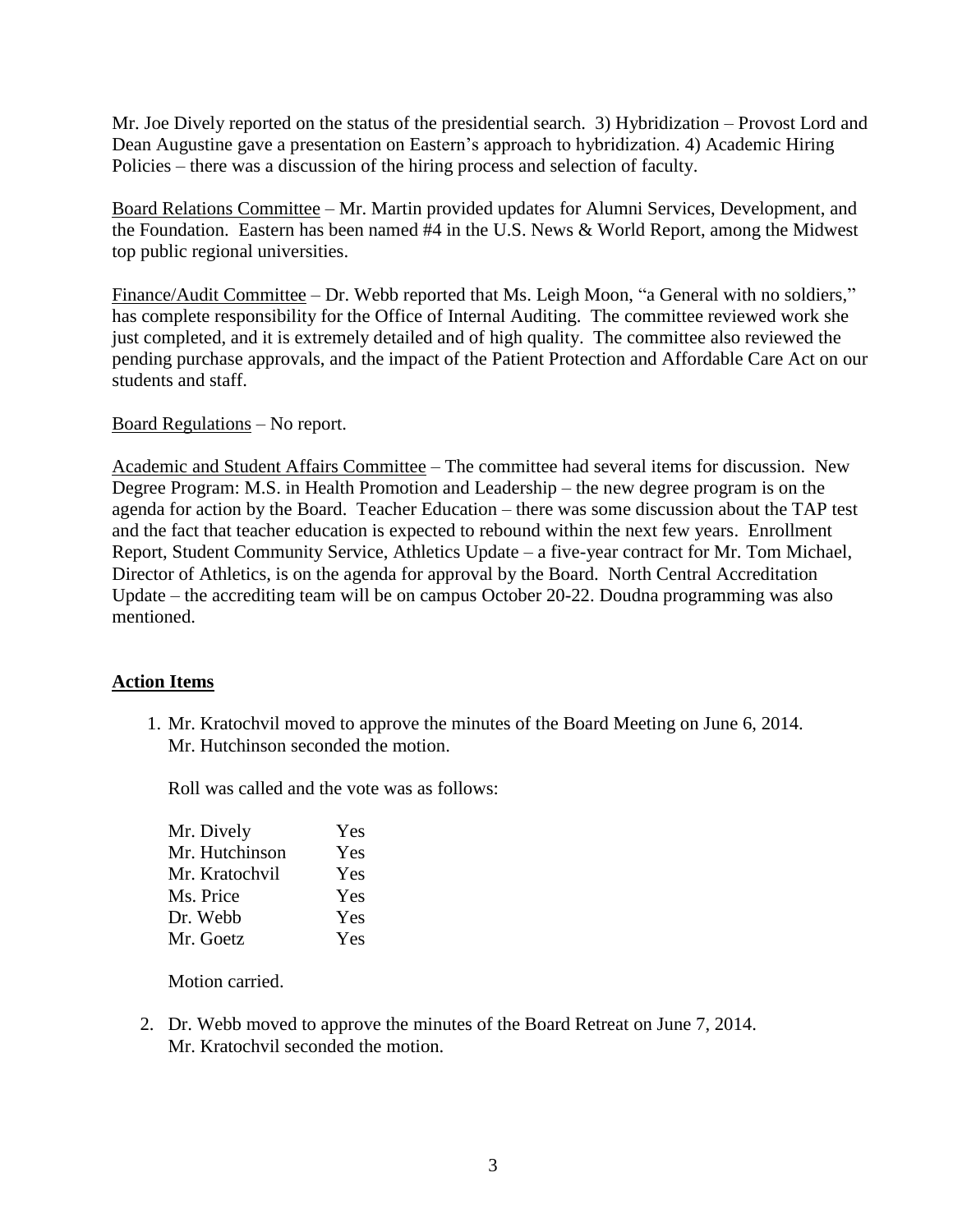Mr. Joe Dively reported on the status of the presidential search. 3) Hybridization – Provost Lord and Dean Augustine gave a presentation on Eastern's approach to hybridization. 4) Academic Hiring Policies – there was a discussion of the hiring process and selection of faculty.

Board Relations Committee – Mr. Martin provided updates for Alumni Services, Development, and the Foundation. Eastern has been named #4 in the U.S. News & World Report, among the Midwest top public regional universities.

Finance/Audit Committee – Dr. Webb reported that Ms. Leigh Moon, "a General with no soldiers," has complete responsibility for the Office of Internal Auditing. The committee reviewed work she just completed, and it is extremely detailed and of high quality. The committee also reviewed the pending purchase approvals, and the impact of the Patient Protection and Affordable Care Act on our students and staff.

Board Regulations – No report.

Academic and Student Affairs Committee – The committee had several items for discussion. New Degree Program: M.S. in Health Promotion and Leadership – the new degree program is on the agenda for action by the Board. Teacher Education – there was some discussion about the TAP test and the fact that teacher education is expected to rebound within the next few years. Enrollment Report, Student Community Service, Athletics Update – a five-year contract for Mr. Tom Michael, Director of Athletics, is on the agenda for approval by the Board. North Central Accreditation Update – the accrediting team will be on campus October 20-22. Doudna programming was also mentioned.

## **Action Items**

1. Mr. Kratochvil moved to approve the minutes of the Board Meeting on June 6, 2014. Mr. Hutchinson seconded the motion.

   Roll was called and the vote was as follows:

   | | |
   |---|---|
   | Mr. Dively | Yes |
   | Mr. Hutchinson | Yes |
   | Mr. Kratochvil | Yes |
   | Ms. Price | Yes |
   | Dr. Webb | Yes |
   | Mr. Goetz | Yes |

   Motion carried.

2. Dr. Webb moved to approve the minutes of the Board Retreat on June 7, 2014. Mr. Kratochvil seconded the motion.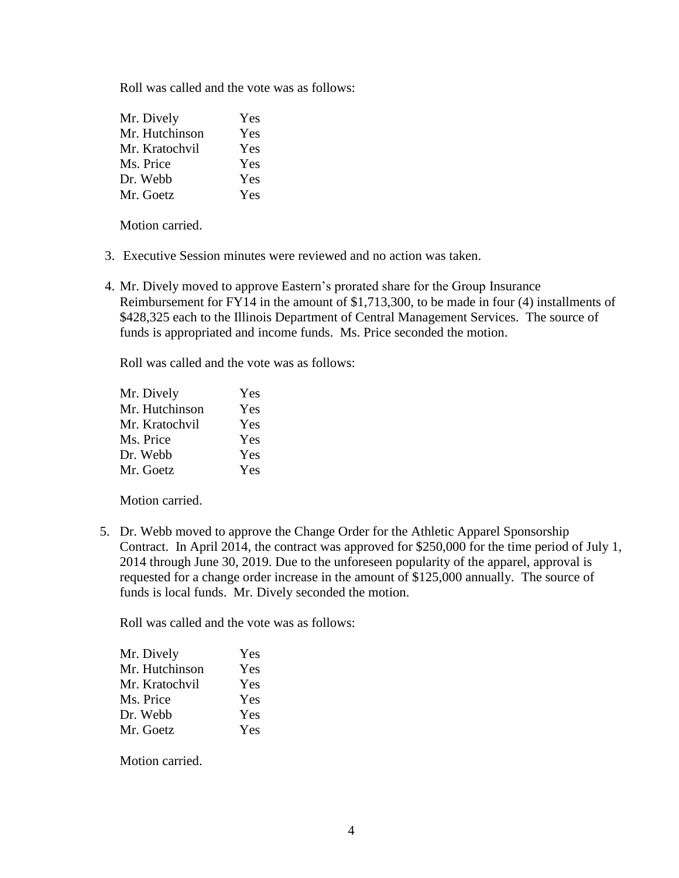Roll was called and the vote was as follows:

| | |
|---|---|
| Mr. Dively | Yes |
| Mr. Hutchinson | Yes |
| Mr. Kratochvil | Yes |
| Ms. Price | Yes |
| Dr. Webb | Yes |
| Mr. Goetz | Yes |

Motion carried.

3. Executive Session minutes were reviewed and no action was taken.

4. Mr. Dively moved to approve Eastern's prorated share for the Group Insurance Reimbursement for FY14 in the amount of $1,713,300, to be made in four (4) installments of $428,325 each to the Illinois Department of Central Management Services. The source of funds is appropriated and income funds. Ms. Price seconded the motion.

   Roll was called and the vote was as follows:

   | | |
   |---|---|
   | Mr. Dively | Yes |
   | Mr. Hutchinson | Yes |
   | Mr. Kratochvil | Yes |
   | Ms. Price | Yes |
   | Dr. Webb | Yes |
   | Mr. Goetz | Yes |

   Motion carried.

5. Dr. Webb moved to approve the Change Order for the Athletic Apparel Sponsorship Contract. In April 2014, the contract was approved for $250,000 for the time period of July 1, 2014 through June 30, 2019. Due to the unforeseen popularity of the apparel, approval is requested for a change order increase in the amount of $125,000 annually. The source of funds is local funds. Mr. Dively seconded the motion.

   Roll was called and the vote was as follows:

   | | |
   |---|---|
   | Mr. Dively | Yes |
   | Mr. Hutchinson | Yes |
   | Mr. Kratochvil | Yes |
   | Ms. Price | Yes |
   | Dr. Webb | Yes |
   | Mr. Goetz | Yes |

   Motion carried.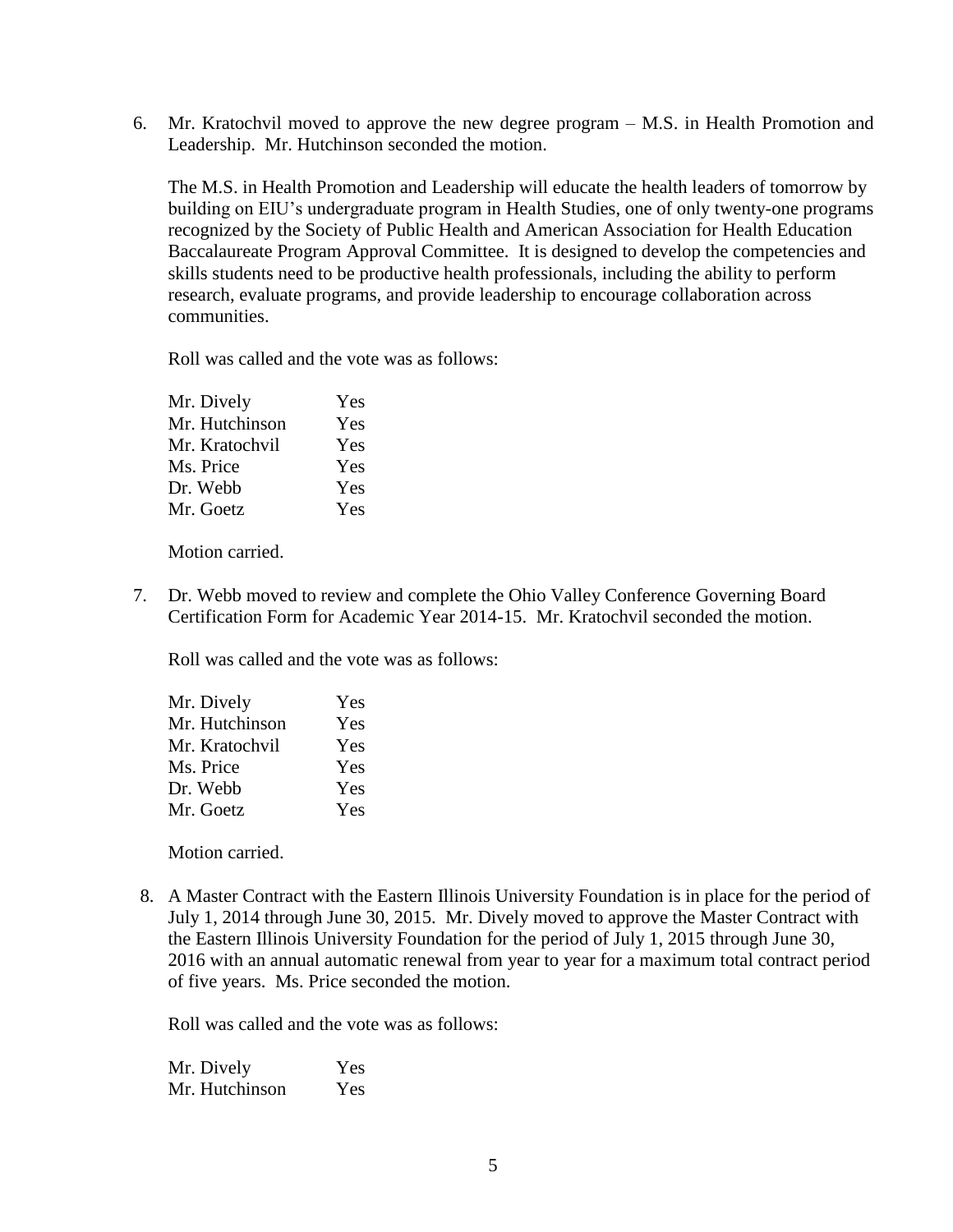6. Mr. Kratochvil moved to approve the new degree program – M.S. in Health Promotion and Leadership. Mr. Hutchinson seconded the motion.

   The M.S. in Health Promotion and Leadership will educate the health leaders of tomorrow by building on EIU's undergraduate program in Health Studies, one of only twenty-one programs recognized by the Society of Public Health and American Association for Health Education Baccalaureate Program Approval Committee. It is designed to develop the competencies and skills students need to be productive health professionals, including the ability to perform research, evaluate programs, and provide leadership to encourage collaboration across communities.

   Roll was called and the vote was as follows:

   | | |
   |---|---|
   | Mr. Dively | Yes |
   | Mr. Hutchinson | Yes |
   | Mr. Kratochvil | Yes |
   | Ms. Price | Yes |
   | Dr. Webb | Yes |
   | Mr. Goetz | Yes |

   Motion carried.

7. Dr. Webb moved to review and complete the Ohio Valley Conference Governing Board Certification Form for Academic Year 2014-15. Mr. Kratochvil seconded the motion.

   Roll was called and the vote was as follows:

   | | |
   |---|---|
   | Mr. Dively | Yes |
   | Mr. Hutchinson | Yes |
   | Mr. Kratochvil | Yes |
   | Ms. Price | Yes |
   | Dr. Webb | Yes |
   | Mr. Goetz | Yes |

   Motion carried.

8. A Master Contract with the Eastern Illinois University Foundation is in place for the period of July 1, 2014 through June 30, 2015. Mr. Dively moved to approve the Master Contract with the Eastern Illinois University Foundation for the period of July 1, 2015 through June 30, 2016 with an annual automatic renewal from year to year for a maximum total contract period of five years. Ms. Price seconded the motion.

   Roll was called and the vote was as follows:

   | | |
   |---|---|
   | Mr. Dively | Yes |
   | Mr. Hutchinson | Yes |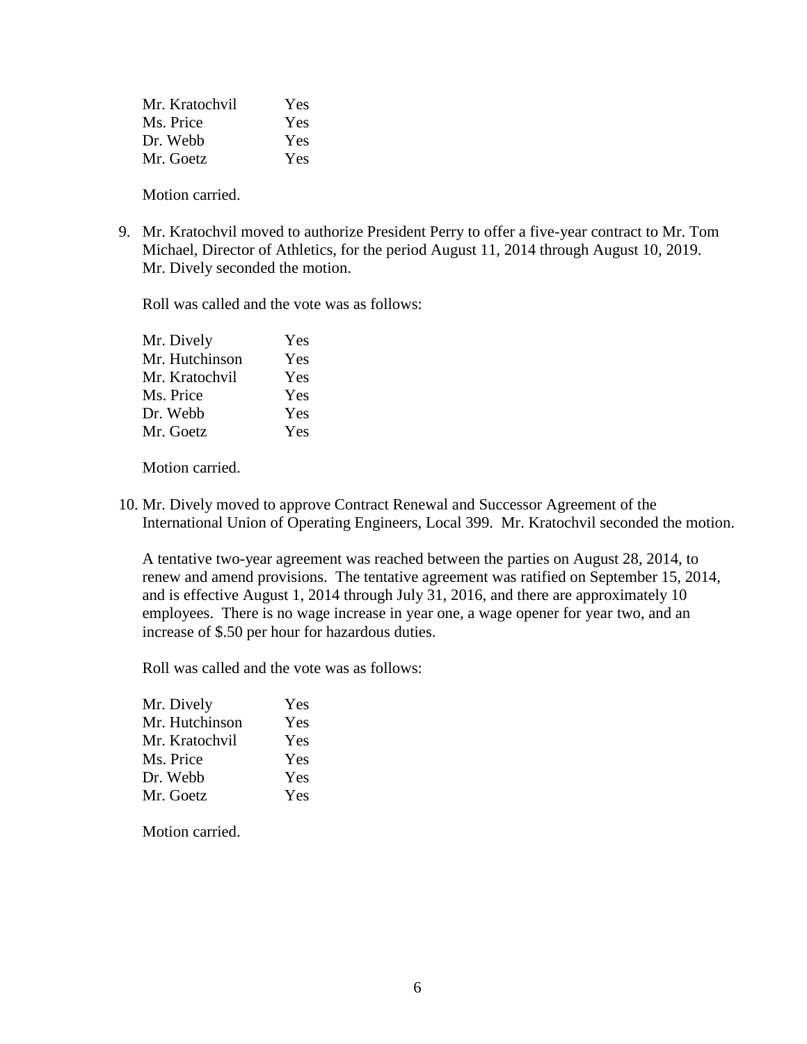| | |
|---|---|
| Mr. Kratochvil | Yes |
| Ms. Price | Yes |
| Dr. Webb | Yes |
| Mr. Goetz | Yes |

Motion carried.

9. Mr. Kratochvil moved to authorize President Perry to offer a five-year contract to Mr. Tom Michael, Director of Athletics, for the period August 11, 2014 through August 10, 2019. Mr. Dively seconded the motion.

   Roll was called and the vote was as follows:

   | | |
   |---|---|
   | Mr. Dively | Yes |
   | Mr. Hutchinson | Yes |
   | Mr. Kratochvil | Yes |
   | Ms. Price | Yes |
   | Dr. Webb | Yes |
   | Mr. Goetz | Yes |

   Motion carried.

10. Mr. Dively moved to approve Contract Renewal and Successor Agreement of the International Union of Operating Engineers, Local 399. Mr. Kratochvil seconded the motion.

    A tentative two-year agreement was reached between the parties on August 28, 2014, to renew and amend provisions. The tentative agreement was ratified on September 15, 2014, and is effective August 1, 2014 through July 31, 2016, and there are approximately 10 employees. There is no wage increase in year one, a wage opener for year two, and an increase of $.50 per hour for hazardous duties.

    Roll was called and the vote was as follows:

    | | |
    |---|---|
    | Mr. Dively | Yes |
    | Mr. Hutchinson | Yes |
    | Mr. Kratochvil | Yes |
    | Ms. Price | Yes |
    | Dr. Webb | Yes |
    | Mr. Goetz | Yes |

    Motion carried.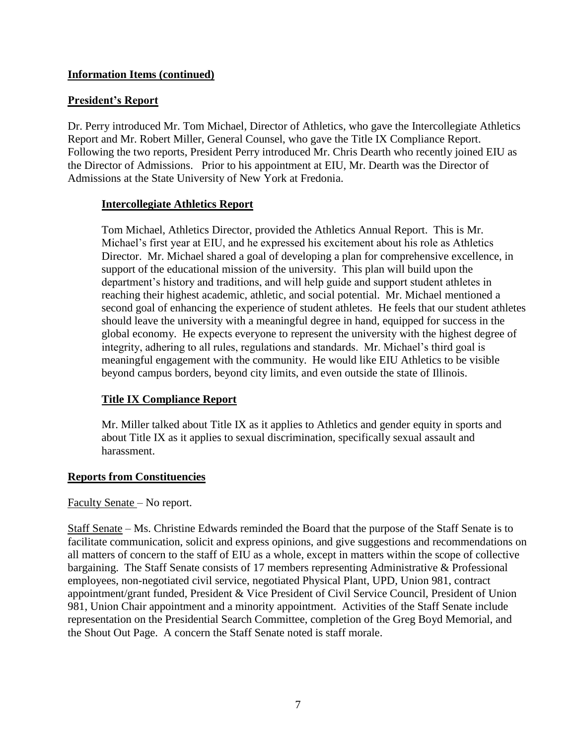## Information Items (continued)

## President's Report

Dr. Perry introduced Mr. Tom Michael, Director of Athletics, who gave the Intercollegiate Athletics Report and Mr. Robert Miller, General Counsel, who gave the Title IX Compliance Report. Following the two reports, President Perry introduced Mr. Chris Dearth who recently joined EIU as the Director of Admissions. Prior to his appointment at EIU, Mr. Dearth was the Director of Admissions at the State University of New York at Fredonia.

### Intercollegiate Athletics Report

Tom Michael, Athletics Director, provided the Athletics Annual Report. This is Mr. Michael's first year at EIU, and he expressed his excitement about his role as Athletics Director. Mr. Michael shared a goal of developing a plan for comprehensive excellence, in support of the educational mission of the university. This plan will build upon the department's history and traditions, and will help guide and support student athletes in reaching their highest academic, athletic, and social potential. Mr. Michael mentioned a second goal of enhancing the experience of student athletes. He feels that our student athletes should leave the university with a meaningful degree in hand, equipped for success in the global economy. He expects everyone to represent the university with the highest degree of integrity, adhering to all rules, regulations and standards. Mr. Michael's third goal is meaningful engagement with the community. He would like EIU Athletics to be visible beyond campus borders, beyond city limits, and even outside the state of Illinois.

### Title IX Compliance Report

Mr. Miller talked about Title IX as it applies to Athletics and gender equity in sports and about Title IX as it applies to sexual discrimination, specifically sexual assault and harassment.

## Reports from Constituencies

Faculty Senate – No report.

Staff Senate – Ms. Christine Edwards reminded the Board that the purpose of the Staff Senate is to facilitate communication, solicit and express opinions, and give suggestions and recommendations on all matters of concern to the staff of EIU as a whole, except in matters within the scope of collective bargaining. The Staff Senate consists of 17 members representing Administrative & Professional employees, non-negotiated civil service, negotiated Physical Plant, UPD, Union 981, contract appointment/grant funded, President & Vice President of Civil Service Council, President of Union 981, Union Chair appointment and a minority appointment. Activities of the Staff Senate include representation on the Presidential Search Committee, completion of the Greg Boyd Memorial, and the Shout Out Page. A concern the Staff Senate noted is staff morale.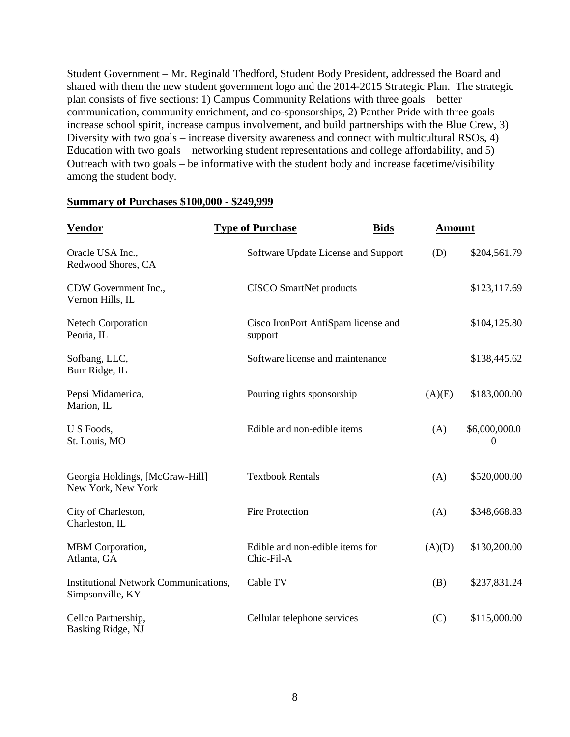Student Government – Mr. Reginald Thedford, Student Body President, addressed the Board and shared with them the new student government logo and the 2014-2015 Strategic Plan. The strategic plan consists of five sections: 1) Campus Community Relations with three goals – better communication, community enrichment, and co-sponsorships, 2) Panther Pride with three goals – increase school spirit, increase campus involvement, and build partnerships with the Blue Crew, 3) Diversity with two goals – increase diversity awareness and connect with multicultural RSOs, 4) Education with two goals – networking student representations and college affordability, and 5) Outreach with two goals – be informative with the student body and increase facetime/visibility among the student body.

**Summary of Purchases $100,000 - $249,999**

| Vendor | Type of Purchase | Bids | Amount |
|---|---|---|---|
| Oracle USA Inc., Redwood Shores, CA | Software Update License and Support | (D) | $204,561.79 |
| CDW Government Inc., Vernon Hills, IL | CISCO SmartNet products | | $123,117.69 |
| Netech Corporation Peoria, IL | Cisco IronPort AntiSpam license and support | | $104,125.80 |
| Sofbang, LLC, Burr Ridge, IL | Software license and maintenance | | $138,445.62 |
| Pepsi Midamerica, Marion, IL | Pouring rights sponsorship | (A)(E) | $183,000.00 |
| U S Foods, St. Louis, MO | Edible and non-edible items | (A) | $6,000,000.00 |
| Georgia Holdings, [McGraw-Hill] New York, New York | Textbook Rentals | (A) | $520,000.00 |
| City of Charleston, Charleston, IL | Fire Protection | (A) | $348,668.83 |
| MBM Corporation, Atlanta, GA | Edible and non-edible items for Chic-Fil-A | (A)(D) | $130,200.00 |
| Institutional Network Communications, Simpsonville, KY | Cable TV | (B) | $237,831.24 |
| Cellco Partnership, Basking Ridge, NJ | Cellular telephone services | (C) | $115,000.00 |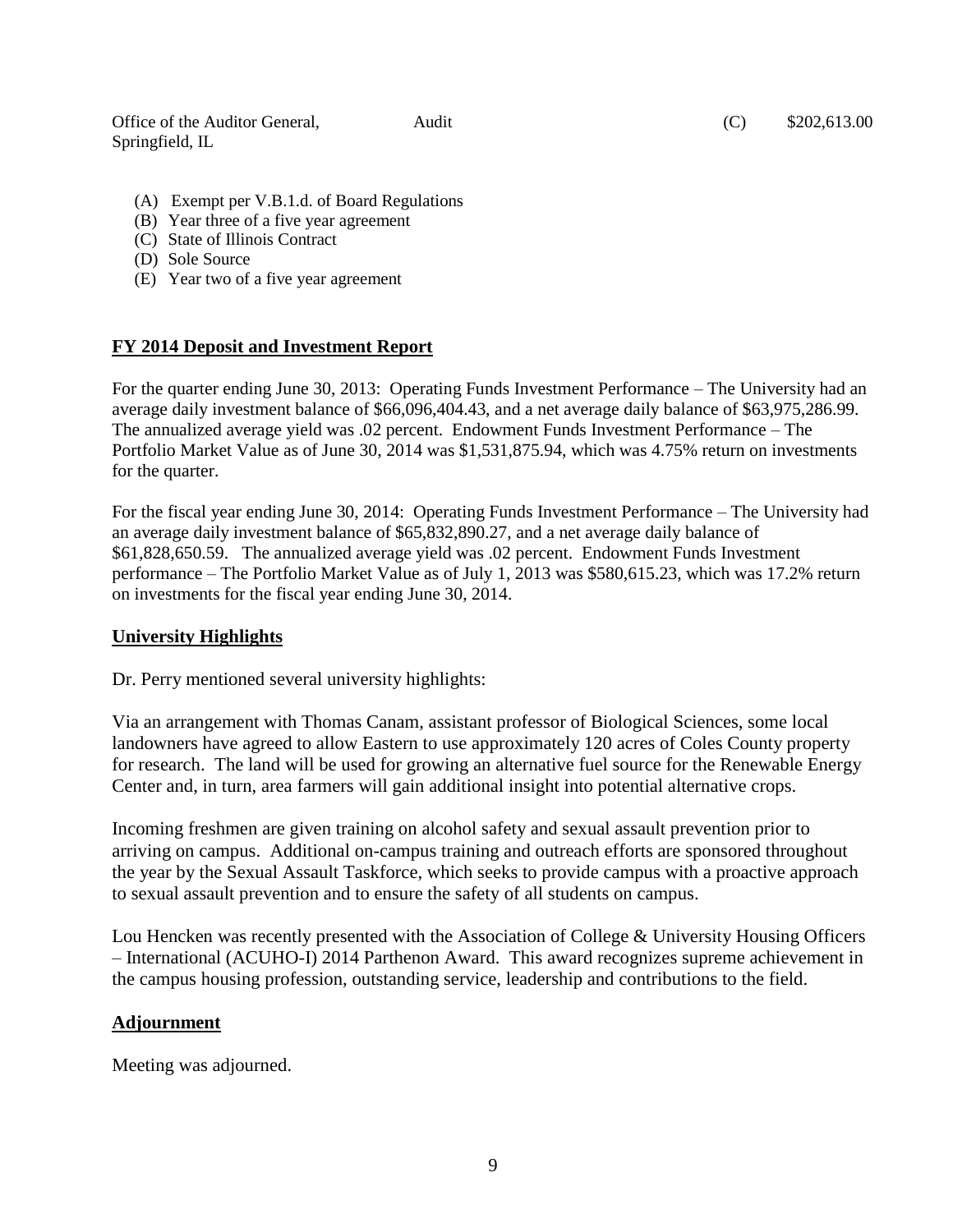| | | | |
|---|---|---|---|
| Office of the Auditor General, Springfield, IL | Audit | (C) | $202,613.00 |

(A) Exempt per V.B.1.d. of Board Regulations
(B) Year three of a five year agreement
(C) State of Illinois Contract
(D) Sole Source
(E) Year two of a five year agreement

## FY 2014 Deposit and Investment Report

For the quarter ending June 30, 2013: Operating Funds Investment Performance – The University had an average daily investment balance of $66,096,404.43, and a net average daily balance of $63,975,286.99. The annualized average yield was .02 percent. Endowment Funds Investment Performance – The Portfolio Market Value as of June 30, 2014 was $1,531,875.94, which was 4.75% return on investments for the quarter.

For the fiscal year ending June 30, 2014: Operating Funds Investment Performance – The University had an average daily investment balance of $65,832,890.27, and a net average daily balance of $61,828,650.59. The annualized average yield was .02 percent. Endowment Funds Investment performance – The Portfolio Market Value as of July 1, 2013 was $580,615.23, which was 17.2% return on investments for the fiscal year ending June 30, 2014.

## University Highlights

Dr. Perry mentioned several university highlights:

Via an arrangement with Thomas Canam, assistant professor of Biological Sciences, some local landowners have agreed to allow Eastern to use approximately 120 acres of Coles County property for research. The land will be used for growing an alternative fuel source for the Renewable Energy Center and, in turn, area farmers will gain additional insight into potential alternative crops.

Incoming freshmen are given training on alcohol safety and sexual assault prevention prior to arriving on campus. Additional on-campus training and outreach efforts are sponsored throughout the year by the Sexual Assault Taskforce, which seeks to provide campus with a proactive approach to sexual assault prevention and to ensure the safety of all students on campus.

Lou Hencken was recently presented with the Association of College & University Housing Officers – International (ACUHO-I) 2014 Parthenon Award. This award recognizes supreme achievement in the campus housing profession, outstanding service, leadership and contributions to the field.

## Adjournment

Meeting was adjourned.